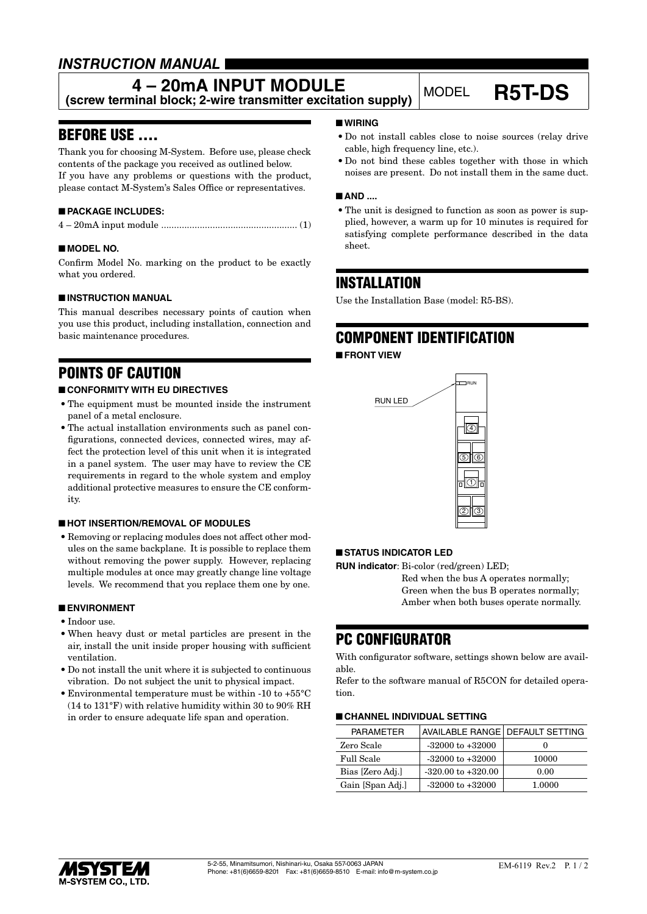*INSTRUCTION MANUAL*

# 4 – 20mA INPUT MODULE
**(screw terminal block; 2-wire transmitter excitation supply)**

MODEL **R5T-DS**

## BEFORE USE ....

Thank you for choosing M-System. Before use, please check contents of the package you received as outlined below.
If you have any problems or questions with the product, please contact M-System's Sales Office or representatives.

### ■ PACKAGE INCLUDES:

4 – 20mA input module .................................................... (1)

### ■ MODEL NO.

Confirm Model No. marking on the product to be exactly what you ordered.

### ■ INSTRUCTION MANUAL

This manual describes necessary points of caution when you use this product, including installation, connection and basic maintenance procedures.

## POINTS OF CAUTION

### ■ CONFORMITY WITH EU DIRECTIVES

- The equipment must be mounted inside the instrument panel of a metal enclosure.
- The actual installation environments such as panel configurations, connected devices, connected wires, may affect the protection level of this unit when it is integrated in a panel system. The user may have to review the CE requirements in regard to the whole system and employ additional protective measures to ensure the CE conformity.

### ■ HOT INSERTION/REMOVAL OF MODULES

- Removing or replacing modules does not affect other modules on the same backplane. It is possible to replace them without removing the power supply. However, replacing multiple modules at once may greatly change line voltage levels. We recommend that you replace them one by one.

### ■ ENVIRONMENT

- Indoor use.
- When heavy dust or metal particles are present in the air, install the unit inside proper housing with sufficient ventilation.
- Do not install the unit where it is subjected to continuous vibration. Do not subject the unit to physical impact.
- Environmental temperature must be within -10 to +55°C (14 to 131°F) with relative humidity within 30 to 90% RH in order to ensure adequate life span and operation.

### ■ WIRING

- Do not install cables close to noise sources (relay drive cable, high frequency line, etc.).
- Do not bind these cables together with those in which noises are present. Do not install them in the same duct.

### ■ AND ....

- The unit is designed to function as soon as power is supplied, however, a warm up for 10 minutes is required for satisfying complete performance described in the data sheet.

## INSTALLATION

Use the Installation Base (model: R5-BS).

## COMPONENT IDENTIFICATION

### ■ FRONT VIEW

RUN LED

RUN

④

⑤ ⑥

①

② ③

### ■ STATUS INDICATOR LED

**RUN indicator**: Bi-color (red/green) LED;
Red when the bus A operates normally;
Green when the bus B operates normally;
Amber when both buses operate normally.

## PC CONFIGURATOR

With configurator software, settings shown below are available.
Refer to the software manual of R5CON for detailed operation.

### ■ CHANNEL INDIVIDUAL SETTING

| PARAMETER | AVAILABLE RANGE | DEFAULT SETTING |
|---|---|---|
| Zero Scale | -32000 to +32000 | 0 |
| Full Scale | -32000 to +32000 | 10000 |
| Bias [Zero Adj.] | -320.00 to +320.00 | 0.00 |
| Gain [Span Adj.] | -32000 to +32000 | 1.0000 |

M-SYSTEM CO., LTD.
5-2-55, Minamitsumori, Nishinari-ku, Osaka 557-0063 JAPAN
Phone: +81(6)6659-8201 Fax: +81(6)6659-8510 E-mail: info@m-system.co.jp

EM-6119 Rev.2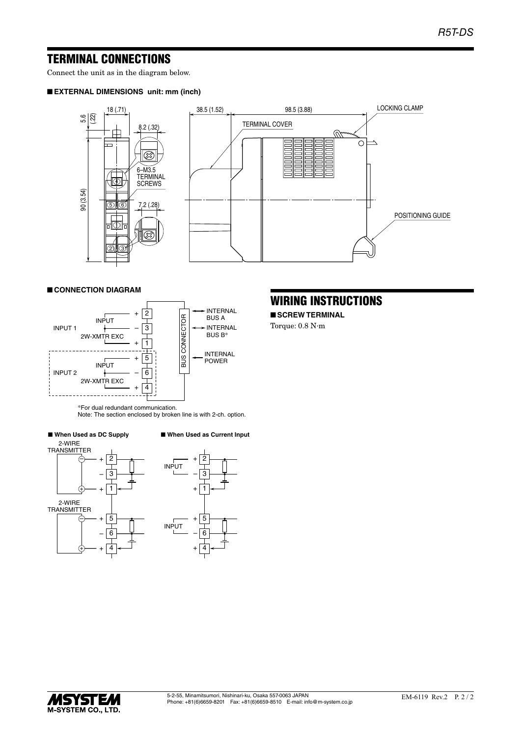## TERMINAL CONNECTIONS

Connect the unit as in the diagram below.

### ■ EXTERNAL DIMENSIONS unit: mm (inch)

18 (.71)
5.6 (.22)
8.2 (.32)
6–M3.5 TERMINAL SCREWS
90 (3.54)
7.2 (.28)
38.5 (1.52)
98.5 (3.88)
LOCKING CLAMP
TERMINAL COVER
POSITIONING GUIDE

### ■ CONNECTION DIAGRAM

INPUT 1
INPUT
2W-XMTR EXC
INPUT 2
INPUT
2W-XMTR EXC
BUS CONNECTOR
INTERNAL BUS A
INTERNAL BUS B*
INTERNAL POWER

*For dual redundant communication.
Note: The section enclosed by broken line is with 2-ch. option.

### ■ When Used as DC Supply

2-WIRE TRANSMITTER
2-WIRE TRANSMITTER

### ■ When Used as Current Input

INPUT
INPUT

## WIRING INSTRUCTIONS

### ■ SCREW TERMINAL

Torque: 0.8 N·m